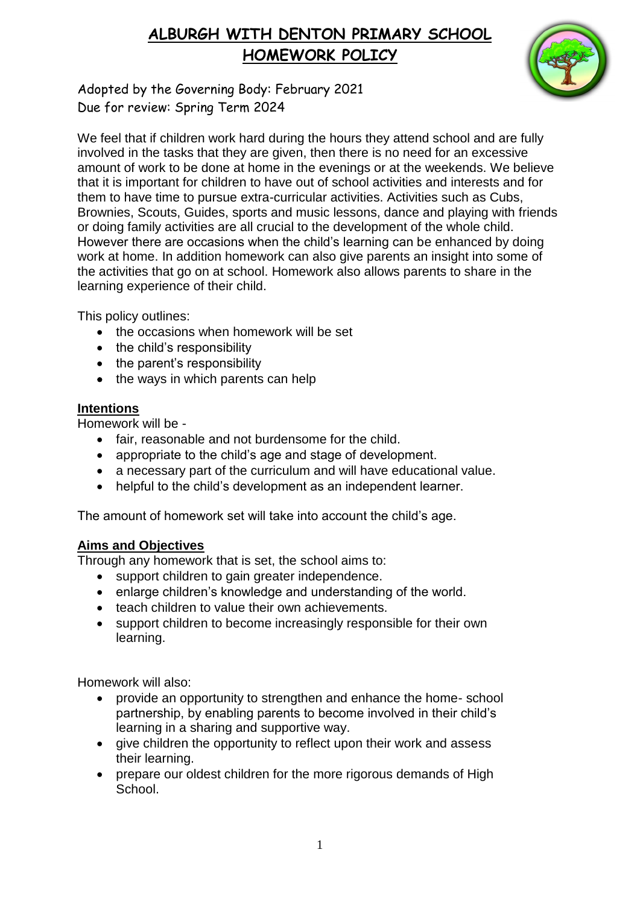# ALBURGH WITH DENTON PRIMARY SCHOOL
# HOMEWORK POLICY

Adopted by the Governing Body: February 2021
Due for review: Spring Term 2024

We feel that if children work hard during the hours they attend school and are fully involved in the tasks that they are given, then there is no need for an excessive amount of work to be done at home in the evenings or at the weekends. We believe that it is important for children to have out of school activities and interests and for them to have time to pursue extra-curricular activities. Activities such as Cubs, Brownies, Scouts, Guides, sports and music lessons, dance and playing with friends or doing family activities are all crucial to the development of the whole child. However there are occasions when the child's learning can be enhanced by doing work at home. In addition homework can also give parents an insight into some of the activities that go on at school. Homework also allows parents to share in the learning experience of their child.

This policy outlines:

- the occasions when homework will be set
- the child's responsibility
- the parent's responsibility
- the ways in which parents can help

## Intentions

Homework will be -

- fair, reasonable and not burdensome for the child.
- appropriate to the child's age and stage of development.
- a necessary part of the curriculum and will have educational value.
- helpful to the child's development as an independent learner.

The amount of homework set will take into account the child's age.

## Aims and Objectives

Through any homework that is set, the school aims to:

- support children to gain greater independence.
- enlarge children's knowledge and understanding of the world.
- teach children to value their own achievements.
- support children to become increasingly responsible for their own learning.

Homework will also:

- provide an opportunity to strengthen and enhance the home- school partnership, by enabling parents to become involved in their child's learning in a sharing and supportive way.
- give children the opportunity to reflect upon their work and assess their learning.
- prepare our oldest children for the more rigorous demands of High School.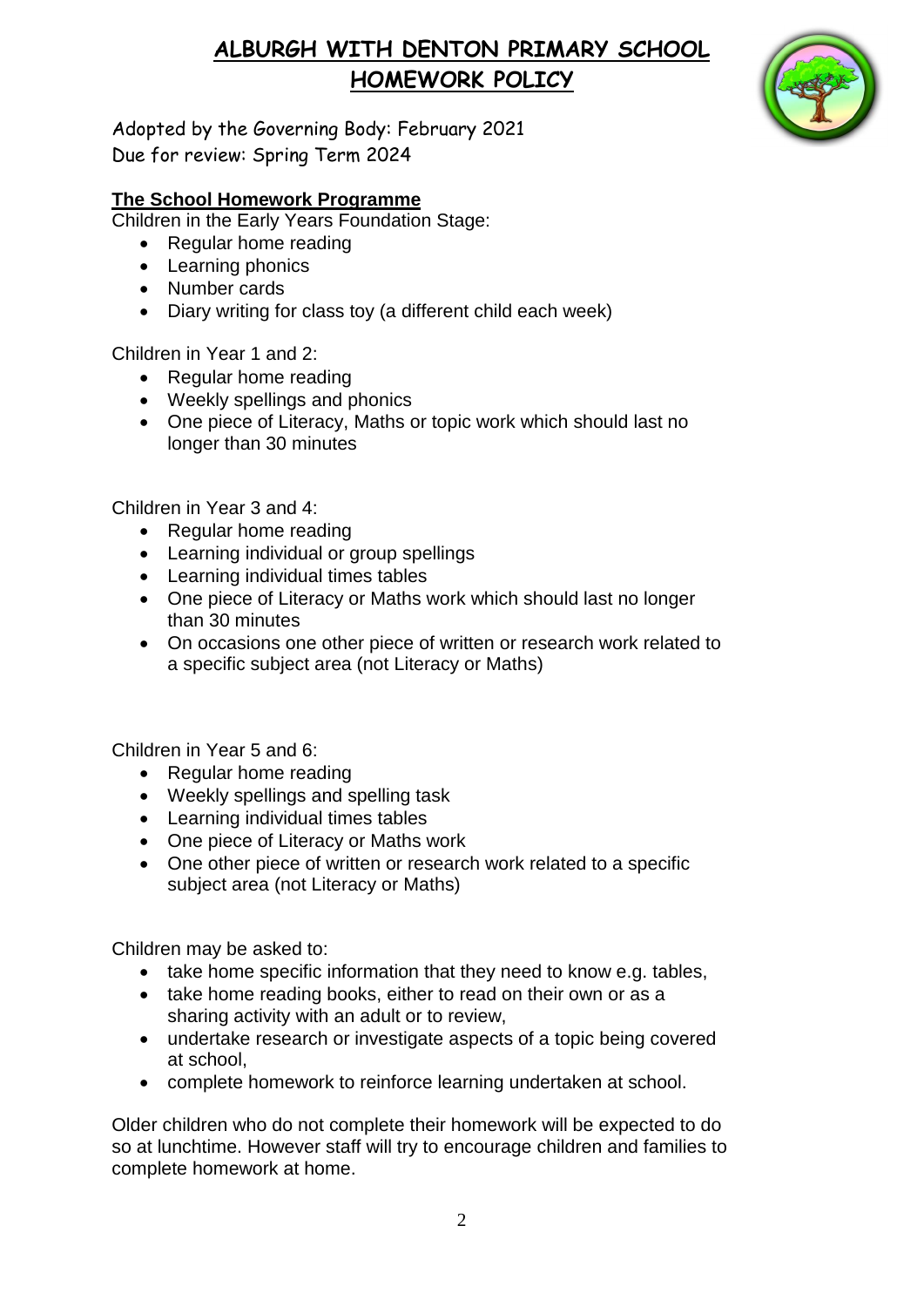# ALBURGH WITH DENTON PRIMARY SCHOOL
# HOMEWORK POLICY

Adopted by the Governing Body: February 2021
Due for review: Spring Term 2024

**The School Homework Programme**

Children in the Early Years Foundation Stage:

- Regular home reading
- Learning phonics
- Number cards
- Diary writing for class toy (a different child each week)

Children in Year 1 and 2:

- Regular home reading
- Weekly spellings and phonics
- One piece of Literacy, Maths or topic work which should last no longer than 30 minutes

Children in Year 3 and 4:

- Regular home reading
- Learning individual or group spellings
- Learning individual times tables
- One piece of Literacy or Maths work which should last no longer than 30 minutes
- On occasions one other piece of written or research work related to a specific subject area (not Literacy or Maths)

Children in Year 5 and 6:

- Regular home reading
- Weekly spellings and spelling task
- Learning individual times tables
- One piece of Literacy or Maths work
- One other piece of written or research work related to a specific subject area (not Literacy or Maths)

Children may be asked to:

- take home specific information that they need to know e.g. tables,
- take home reading books, either to read on their own or as a sharing activity with an adult or to review,
- undertake research or investigate aspects of a topic being covered at school,
- complete homework to reinforce learning undertaken at school.

Older children who do not complete their homework will be expected to do so at lunchtime. However staff will try to encourage children and families to complete homework at home.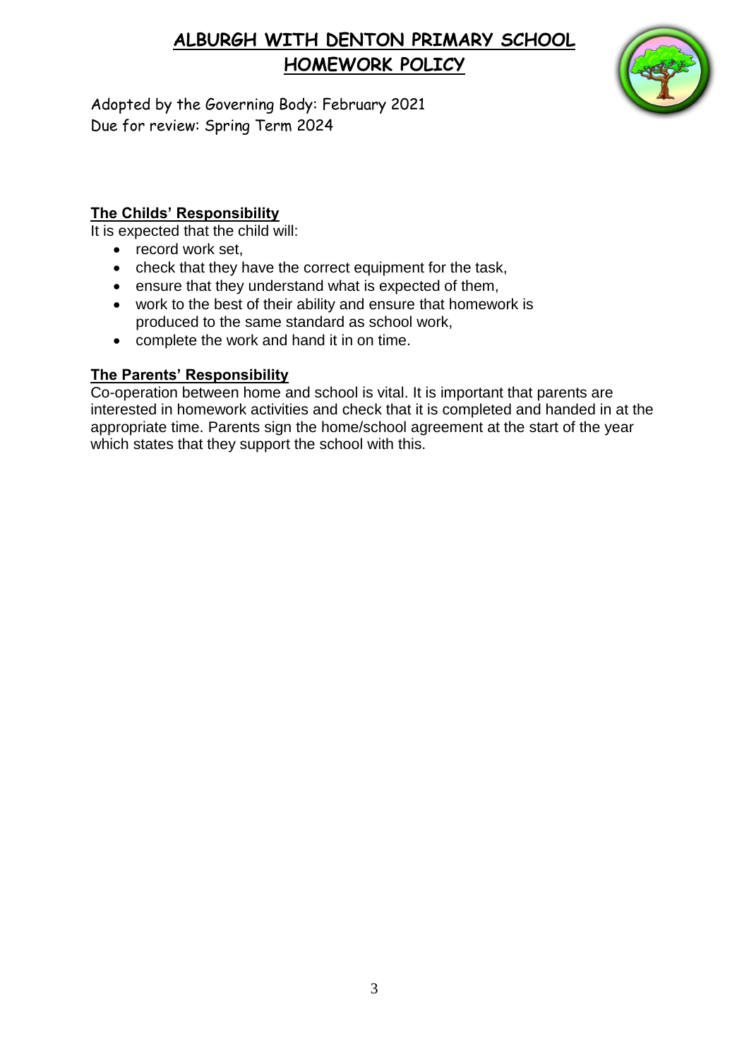# ALBURGH WITH DENTON PRIMARY SCHOOL
# HOMEWORK POLICY

Adopted by the Governing Body: February 2021
Due for review: Spring Term 2024

## The Childs' Responsibility

It is expected that the child will:

- record work set,
- check that they have the correct equipment for the task,
- ensure that they understand what is expected of them,
- work to the best of their ability and ensure that homework is produced to the same standard as school work,
- complete the work and hand it in on time.

## The Parents' Responsibility

Co-operation between home and school is vital. It is important that parents are interested in homework activities and check that it is completed and handed in at the appropriate time. Parents sign the home/school agreement at the start of the year which states that they support the school with this.